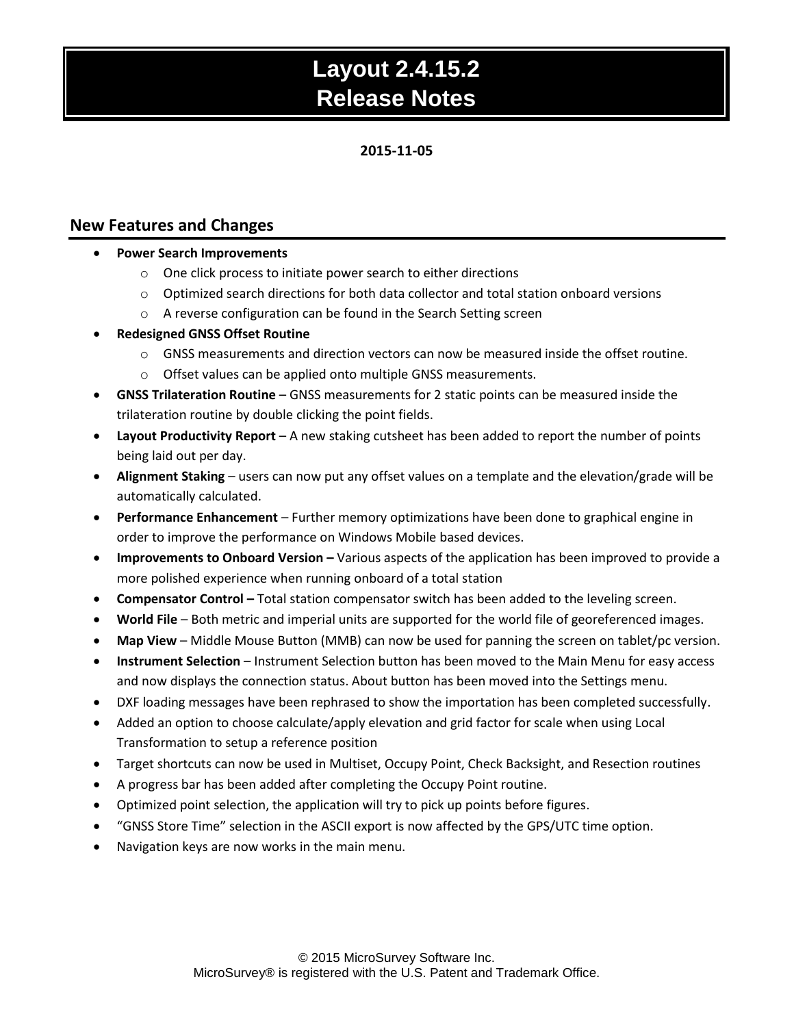# Layout 2.4.15.2
# Release Notes

**2015-11-05**

## New Features and Changes

- **Power Search Improvements**
  - One click process to initiate power search to either directions
  - Optimized search directions for both data collector and total station onboard versions
  - A reverse configuration can be found in the Search Setting screen
- **Redesigned GNSS Offset Routine**
  - GNSS measurements and direction vectors can now be measured inside the offset routine.
  - Offset values can be applied onto multiple GNSS measurements.
- **GNSS Trilateration Routine** – GNSS measurements for 2 static points can be measured inside the trilateration routine by double clicking the point fields.
- **Layout Productivity Report** – A new staking cutsheet has been added to report the number of points being laid out per day.
- **Alignment Staking** – users can now put any offset values on a template and the elevation/grade will be automatically calculated.
- **Performance Enhancement** – Further memory optimizations have been done to graphical engine in order to improve the performance on Windows Mobile based devices.
- **Improvements to Onboard Version –** Various aspects of the application has been improved to provide a more polished experience when running onboard of a total station
- **Compensator Control –** Total station compensator switch has been added to the leveling screen.
- **World File** – Both metric and imperial units are supported for the world file of georeferenced images.
- **Map View** – Middle Mouse Button (MMB) can now be used for panning the screen on tablet/pc version.
- **Instrument Selection** – Instrument Selection button has been moved to the Main Menu for easy access and now displays the connection status. About button has been moved into the Settings menu.
- DXF loading messages have been rephrased to show the importation has been completed successfully.
- Added an option to choose calculate/apply elevation and grid factor for scale when using Local Transformation to setup a reference position
- Target shortcuts can now be used in Multiset, Occupy Point, Check Backsight, and Resection routines
- A progress bar has been added after completing the Occupy Point routine.
- Optimized point selection, the application will try to pick up points before figures.
- “GNSS Store Time” selection in the ASCII export is now affected by the GPS/UTC time option.
- Navigation keys are now works in the main menu.

© 2015 MicroSurvey Software Inc.
MicroSurvey® is registered with the U.S. Patent and Trademark Office.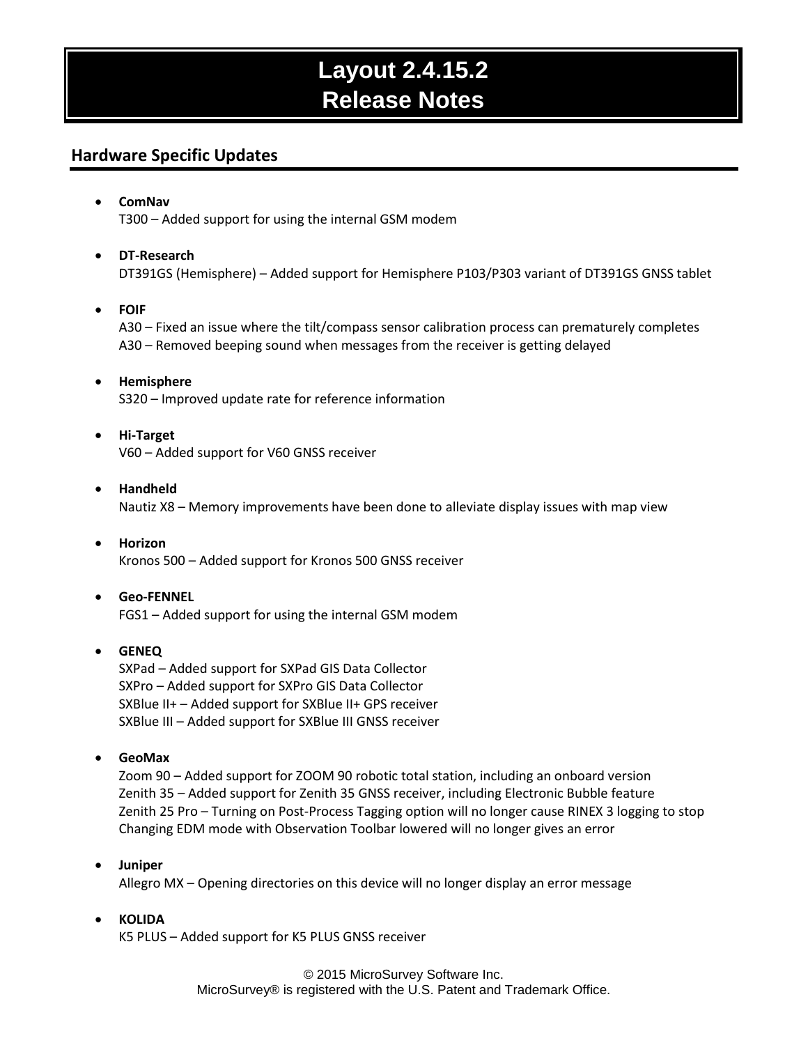# Layout 2.4.15.2
# Release Notes

## Hardware Specific Updates

- **ComNav**
  T300 – Added support for using the internal GSM modem

- **DT-Research**
  DT391GS (Hemisphere) – Added support for Hemisphere P103/P303 variant of DT391GS GNSS tablet

- **FOIF**
  A30 – Fixed an issue where the tilt/compass sensor calibration process can prematurely completes
  A30 – Removed beeping sound when messages from the receiver is getting delayed

- **Hemisphere**
  S320 – Improved update rate for reference information

- **Hi-Target**
  V60 – Added support for V60 GNSS receiver

- **Handheld**
  Nautiz X8 – Memory improvements have been done to alleviate display issues with map view

- **Horizon**
  Kronos 500 – Added support for Kronos 500 GNSS receiver

- **Geo-FENNEL**
  FGS1 – Added support for using the internal GSM modem

- **GENEQ**
  SXPad – Added support for SXPad GIS Data Collector
  SXPro – Added support for SXPro GIS Data Collector
  SXBlue II+ – Added support for SXBlue II+ GPS receiver
  SXBlue III – Added support for SXBlue III GNSS receiver

- **GeoMax**
  Zoom 90 – Added support for ZOOM 90 robotic total station, including an onboard version
  Zenith 35 – Added support for Zenith 35 GNSS receiver, including Electronic Bubble feature
  Zenith 25 Pro – Turning on Post-Process Tagging option will no longer cause RINEX 3 logging to stop
  Changing EDM mode with Observation Toolbar lowered will no longer gives an error

- **Juniper**
  Allegro MX – Opening directories on this device will no longer display an error message

- **KOLIDA**
  K5 PLUS – Added support for K5 PLUS GNSS receiver

© 2015 MicroSurvey Software Inc.
MicroSurvey® is registered with the U.S. Patent and Trademark Office.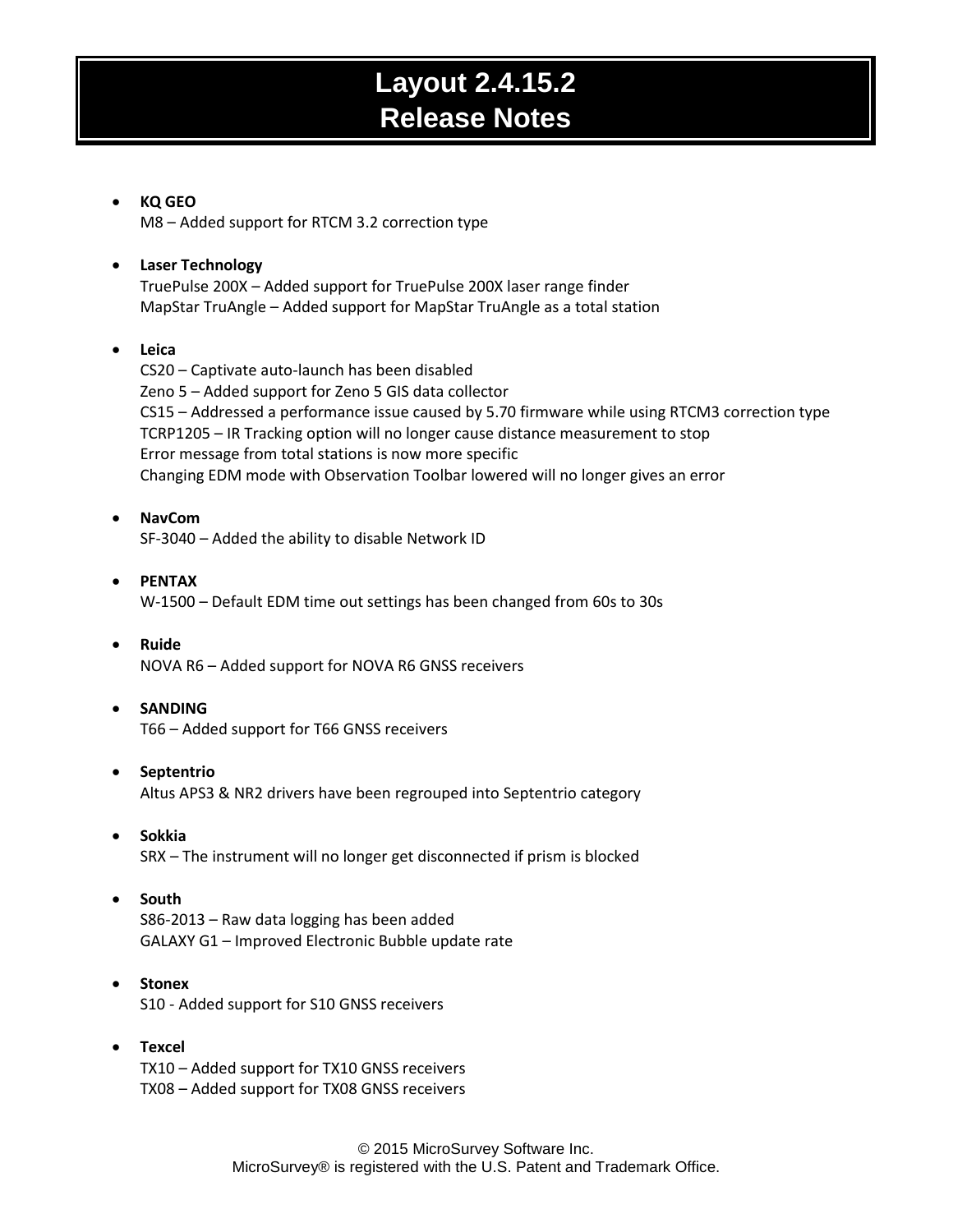# Layout 2.4.15.2
# Release Notes

- **KQ GEO**
  M8 – Added support for RTCM 3.2 correction type

- **Laser Technology**
  TruePulse 200X – Added support for TruePulse 200X laser range finder
  MapStar TruAngle – Added support for MapStar TruAngle as a total station

- **Leica**
  CS20 – Captivate auto-launch has been disabled
  Zeno 5 – Added support for Zeno 5 GIS data collector
  CS15 – Addressed a performance issue caused by 5.70 firmware while using RTCM3 correction type
  TCRP1205 – IR Tracking option will no longer cause distance measurement to stop
  Error message from total stations is now more specific
  Changing EDM mode with Observation Toolbar lowered will no longer gives an error

- **NavCom**
  SF-3040 – Added the ability to disable Network ID

- **PENTAX**
  W-1500 – Default EDM time out settings has been changed from 60s to 30s

- **Ruide**
  NOVA R6 – Added support for NOVA R6 GNSS receivers

- **SANDING**
  T66 – Added support for T66 GNSS receivers

- **Septentrio**
  Altus APS3 & NR2 drivers have been regrouped into Septentrio category

- **Sokkia**
  SRX – The instrument will no longer get disconnected if prism is blocked

- **South**
  S86-2013 – Raw data logging has been added
  GALAXY G1 – Improved Electronic Bubble update rate

- **Stonex**
  S10 - Added support for S10 GNSS receivers

- **Texcel**
  TX10 – Added support for TX10 GNSS receivers
  TX08 – Added support for TX08 GNSS receivers

© 2015 MicroSurvey Software Inc.
MicroSurvey® is registered with the U.S. Patent and Trademark Office.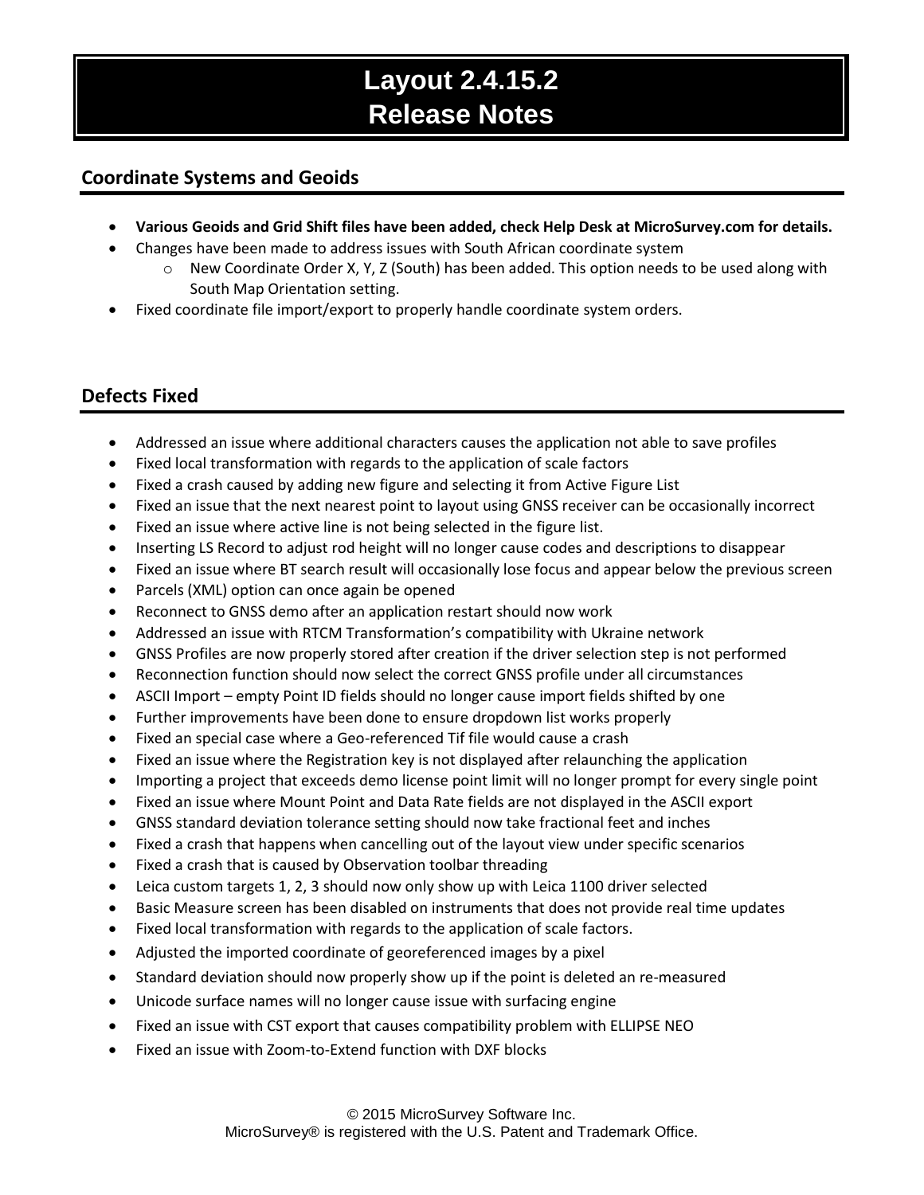# Layout 2.4.15.2
# Release Notes

## Coordinate Systems and Geoids

- **Various Geoids and Grid Shift files have been added, check Help Desk at MicroSurvey.com for details.**
- Changes have been made to address issues with South African coordinate system
  - New Coordinate Order X, Y, Z (South) has been added. This option needs to be used along with South Map Orientation setting.
- Fixed coordinate file import/export to properly handle coordinate system orders.

## Defects Fixed

- Addressed an issue where additional characters causes the application not able to save profiles
- Fixed local transformation with regards to the application of scale factors
- Fixed a crash caused by adding new figure and selecting it from Active Figure List
- Fixed an issue that the next nearest point to layout using GNSS receiver can be occasionally incorrect
- Fixed an issue where active line is not being selected in the figure list.
- Inserting LS Record to adjust rod height will no longer cause codes and descriptions to disappear
- Fixed an issue where BT search result will occasionally lose focus and appear below the previous screen
- Parcels (XML) option can once again be opened
- Reconnect to GNSS demo after an application restart should now work
- Addressed an issue with RTCM Transformation's compatibility with Ukraine network
- GNSS Profiles are now properly stored after creation if the driver selection step is not performed
- Reconnection function should now select the correct GNSS profile under all circumstances
- ASCII Import – empty Point ID fields should no longer cause import fields shifted by one
- Further improvements have been done to ensure dropdown list works properly
- Fixed an special case where a Geo-referenced Tif file would cause a crash
- Fixed an issue where the Registration key is not displayed after relaunching the application
- Importing a project that exceeds demo license point limit will no longer prompt for every single point
- Fixed an issue where Mount Point and Data Rate fields are not displayed in the ASCII export
- GNSS standard deviation tolerance setting should now take fractional feet and inches
- Fixed a crash that happens when cancelling out of the layout view under specific scenarios
- Fixed a crash that is caused by Observation toolbar threading
- Leica custom targets 1, 2, 3 should now only show up with Leica 1100 driver selected
- Basic Measure screen has been disabled on instruments that does not provide real time updates
- Fixed local transformation with regards to the application of scale factors.
- Adjusted the imported coordinate of georeferenced images by a pixel
- Standard deviation should now properly show up if the point is deleted an re-measured
- Unicode surface names will no longer cause issue with surfacing engine
- Fixed an issue with CST export that causes compatibility problem with ELLIPSE NEO
- Fixed an issue with Zoom-to-Extend function with DXF blocks

© 2015 MicroSurvey Software Inc.
MicroSurvey® is registered with the U.S. Patent and Trademark Office.